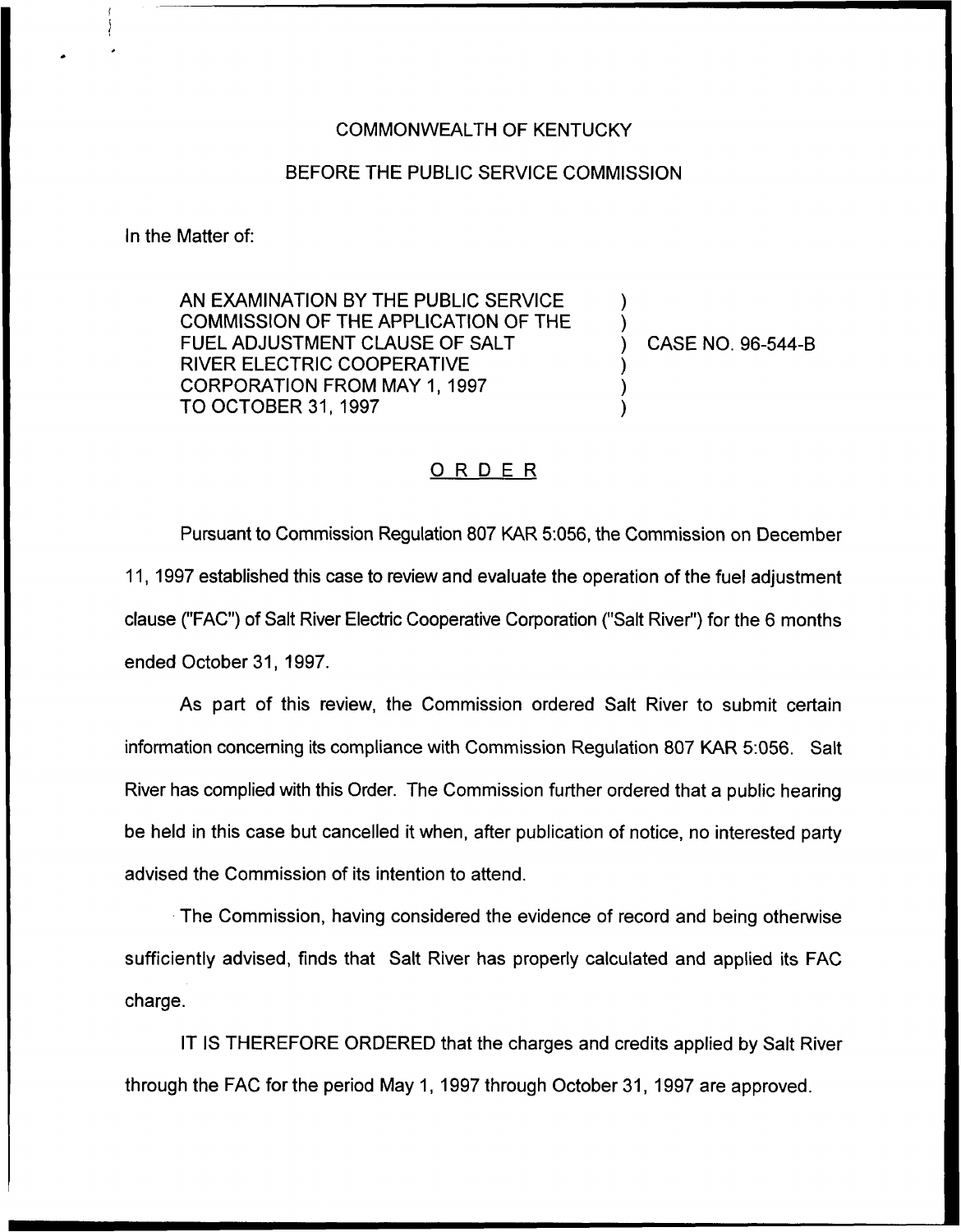COMMONWEALTH OF KENTUCKY

BEFORE THE PUBLIC SERVICE COMMISSION

In the Matter of:

AN EXAMINATION BY THE PUBLIC SERVICE COMMISSION OF THE APPLICATION OF THE FUEL ADJUSTMENT CLAUSE OF SALT RIVER ELECTRIC COOPERATIVE CORPORATION FROM MAY 1, 1997 TO OCTOBER 31, 1997 ) CASE NO. 96-544-B

## ORDER

Pursuant to Commission Regulation 807 KAR 5:056, the Commission on December 11, 1997 established this case to review and evaluate the operation of the fuel adjustment clause ("FAC") of Salt River Electric Cooperative Corporation ("Salt River") for the 6 months ended October 31, 1997.

As part of this review, the Commission ordered Salt River to submit certain information concerning its compliance with Commission Regulation 807 KAR 5:056. Salt River has complied with this Order. The Commission further ordered that a public hearing be held in this case but cancelled it when, after publication of notice, no interested party advised the Commission of its intention to attend.

The Commission, having considered the evidence of record and being otherwise sufficiently advised, finds that Salt River has properly calculated and applied its FAC charge.

IT IS THEREFORE ORDERED that the charges and credits applied by Salt River through the FAC for the period May 1, 1997 through October 31, 1997 are approved.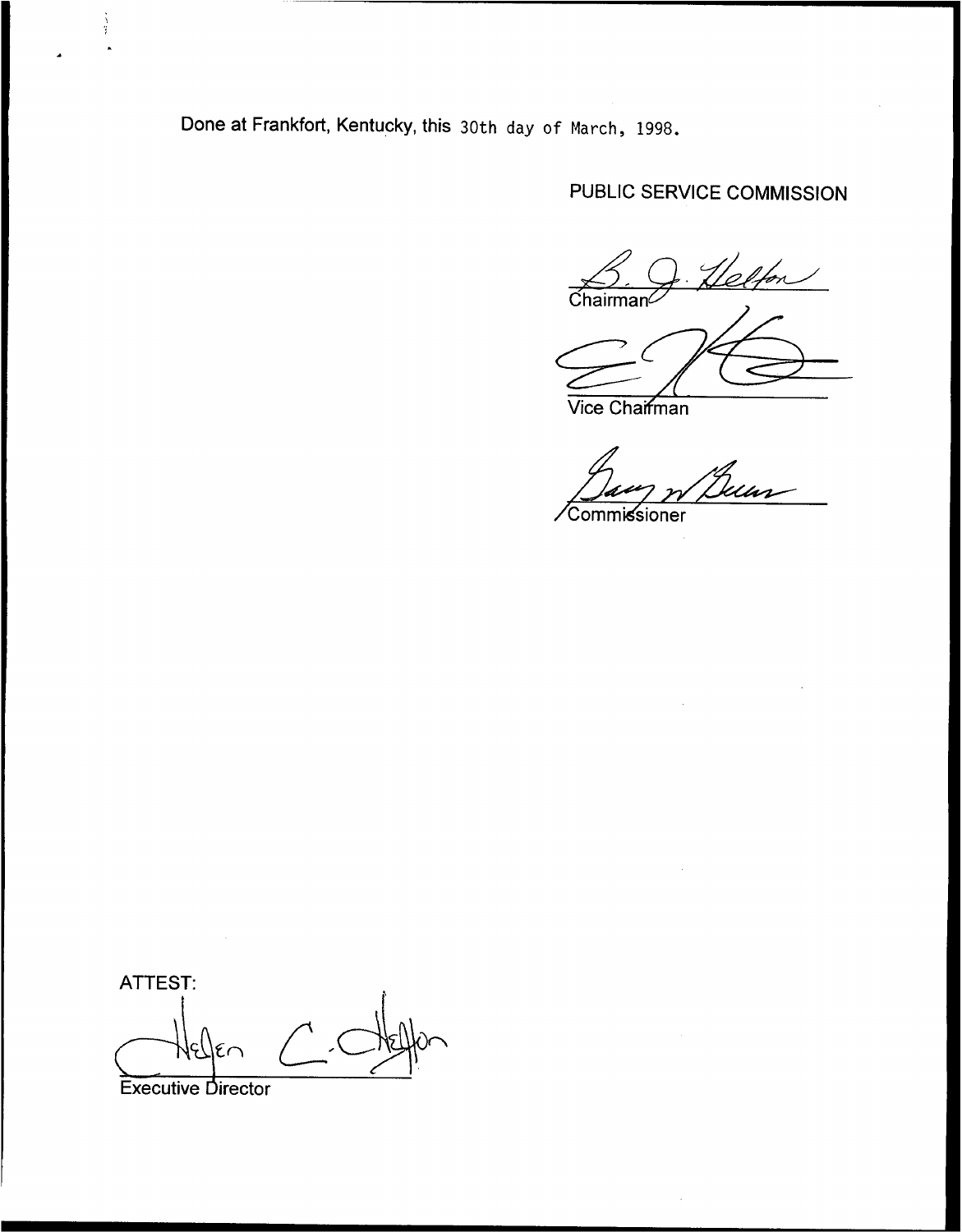Done at Frankfort, Kentucky, this 30th day of March, 1998.

PUBLIC SERVICE COMMISSION

Chairman

Vice Chairman

Commissioner

ATTEST:

Executive Director